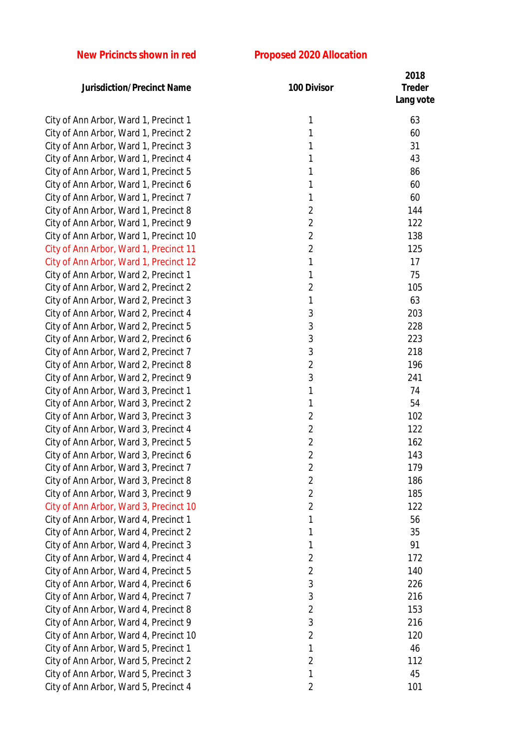**New Pricincts shown in red** **Proposed 2020 Allocation**

| Jurisdiction/Precinct Name | 100 Divisor | 2018 Treder Lang vote |
|---|---|---|
| City of Ann Arbor, Ward 1, Precinct 1 | 1 | 63 |
| City of Ann Arbor, Ward 1, Precinct 2 | 1 | 60 |
| City of Ann Arbor, Ward 1, Precinct 3 | 1 | 31 |
| City of Ann Arbor, Ward 1, Precinct 4 | 1 | 43 |
| City of Ann Arbor, Ward 1, Precinct 5 | 1 | 86 |
| City of Ann Arbor, Ward 1, Precinct 6 | 1 | 60 |
| City of Ann Arbor, Ward 1, Precinct 7 | 1 | 60 |
| City of Ann Arbor, Ward 1, Precinct 8 | 2 | 144 |
| City of Ann Arbor, Ward 1, Precinct 9 | 2 | 122 |
| City of Ann Arbor, Ward 1, Precinct 10 | 2 | 138 |
| City of Ann Arbor, Ward 1, Precinct 11 | 2 | 125 |
| City of Ann Arbor, Ward 1, Precinct 12 | 1 | 17 |
| City of Ann Arbor, Ward 2, Precinct 1 | 1 | 75 |
| City of Ann Arbor, Ward 2, Precinct 2 | 2 | 105 |
| City of Ann Arbor, Ward 2, Precinct 3 | 1 | 63 |
| City of Ann Arbor, Ward 2, Precinct 4 | 3 | 203 |
| City of Ann Arbor, Ward 2, Precinct 5 | 3 | 228 |
| City of Ann Arbor, Ward 2, Precinct 6 | 3 | 223 |
| City of Ann Arbor, Ward 2, Precinct 7 | 3 | 218 |
| City of Ann Arbor, Ward 2, Precinct 8 | 2 | 196 |
| City of Ann Arbor, Ward 2, Precinct 9 | 3 | 241 |
| City of Ann Arbor, Ward 3, Precinct 1 | 1 | 74 |
| City of Ann Arbor, Ward 3, Precinct 2 | 1 | 54 |
| City of Ann Arbor, Ward 3, Precinct 3 | 2 | 102 |
| City of Ann Arbor, Ward 3, Precinct 4 | 2 | 122 |
| City of Ann Arbor, Ward 3, Precinct 5 | 2 | 162 |
| City of Ann Arbor, Ward 3, Precinct 6 | 2 | 143 |
| City of Ann Arbor, Ward 3, Precinct 7 | 2 | 179 |
| City of Ann Arbor, Ward 3, Precinct 8 | 2 | 186 |
| City of Ann Arbor, Ward 3, Precinct 9 | 2 | 185 |
| City of Ann Arbor, Ward 3, Precinct 10 | 2 | 122 |
| City of Ann Arbor, Ward 4, Precinct 1 | 1 | 56 |
| City of Ann Arbor, Ward 4, Precinct 2 | 1 | 35 |
| City of Ann Arbor, Ward 4, Precinct 3 | 1 | 91 |
| City of Ann Arbor, Ward 4, Precinct 4 | 2 | 172 |
| City of Ann Arbor, Ward 4, Precinct 5 | 2 | 140 |
| City of Ann Arbor, Ward 4, Precinct 6 | 3 | 226 |
| City of Ann Arbor, Ward 4, Precinct 7 | 3 | 216 |
| City of Ann Arbor, Ward 4, Precinct 8 | 2 | 153 |
| City of Ann Arbor, Ward 4, Precinct 9 | 3 | 216 |
| City of Ann Arbor, Ward 4, Precinct 10 | 2 | 120 |
| City of Ann Arbor, Ward 5, Precinct 1 | 1 | 46 |
| City of Ann Arbor, Ward 5, Precinct 2 | 2 | 112 |
| City of Ann Arbor, Ward 5, Precinct 3 | 1 | 45 |
| City of Ann Arbor, Ward 5, Precinct 4 | 2 | 101 |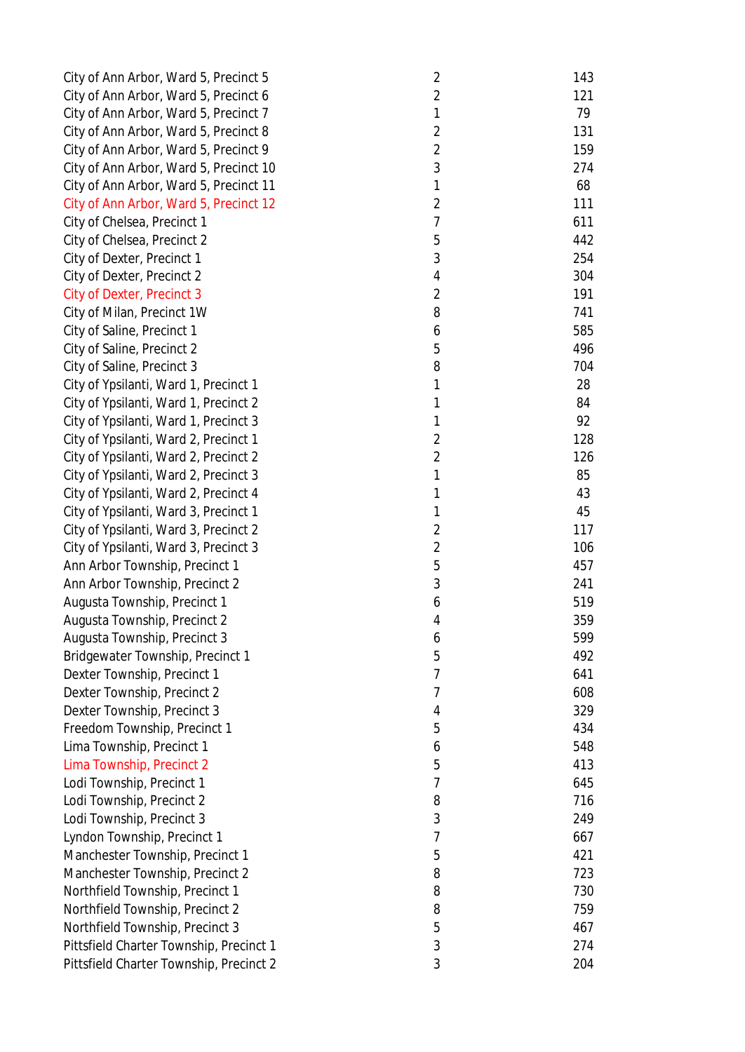| | | |
|---|---|---|
| City of Ann Arbor, Ward 5, Precinct 5 | 2 | 143 |
| City of Ann Arbor, Ward 5, Precinct 6 | 2 | 121 |
| City of Ann Arbor, Ward 5, Precinct 7 | 1 | 79 |
| City of Ann Arbor, Ward 5, Precinct 8 | 2 | 131 |
| City of Ann Arbor, Ward 5, Precinct 9 | 2 | 159 |
| City of Ann Arbor, Ward 5, Precinct 10 | 3 | 274 |
| City of Ann Arbor, Ward 5, Precinct 11 | 1 | 68 |
| City of Ann Arbor, Ward 5, Precinct 12 | 2 | 111 |
| City of Chelsea, Precinct 1 | 7 | 611 |
| City of Chelsea, Precinct 2 | 5 | 442 |
| City of Dexter, Precinct 1 | 3 | 254 |
| City of Dexter, Precinct 2 | 4 | 304 |
| City of Dexter, Precinct 3 | 2 | 191 |
| City of Milan, Precinct 1W | 8 | 741 |
| City of Saline, Precinct 1 | 6 | 585 |
| City of Saline, Precinct 2 | 5 | 496 |
| City of Saline, Precinct 3 | 8 | 704 |
| City of Ypsilanti, Ward 1, Precinct 1 | 1 | 28 |
| City of Ypsilanti, Ward 1, Precinct 2 | 1 | 84 |
| City of Ypsilanti, Ward 1, Precinct 3 | 1 | 92 |
| City of Ypsilanti, Ward 2, Precinct 1 | 2 | 128 |
| City of Ypsilanti, Ward 2, Precinct 2 | 2 | 126 |
| City of Ypsilanti, Ward 2, Precinct 3 | 1 | 85 |
| City of Ypsilanti, Ward 2, Precinct 4 | 1 | 43 |
| City of Ypsilanti, Ward 3, Precinct 1 | 1 | 45 |
| City of Ypsilanti, Ward 3, Precinct 2 | 2 | 117 |
| City of Ypsilanti, Ward 3, Precinct 3 | 2 | 106 |
| Ann Arbor Township, Precinct 1 | 5 | 457 |
| Ann Arbor Township, Precinct 2 | 3 | 241 |
| Augusta Township, Precinct 1 | 6 | 519 |
| Augusta Township, Precinct 2 | 4 | 359 |
| Augusta Township, Precinct 3 | 6 | 599 |
| Bridgewater Township, Precinct 1 | 5 | 492 |
| Dexter Township, Precinct 1 | 7 | 641 |
| Dexter Township, Precinct 2 | 7 | 608 |
| Dexter Township, Precinct 3 | 4 | 329 |
| Freedom Township, Precinct 1 | 5 | 434 |
| Lima Township, Precinct 1 | 6 | 548 |
| Lima Township, Precinct 2 | 5 | 413 |
| Lodi Township, Precinct 1 | 7 | 645 |
| Lodi Township, Precinct 2 | 8 | 716 |
| Lodi Township, Precinct 3 | 3 | 249 |
| Lyndon Township, Precinct 1 | 7 | 667 |
| Manchester Township, Precinct 1 | 5 | 421 |
| Manchester Township, Precinct 2 | 8 | 723 |
| Northfield Township, Precinct 1 | 8 | 730 |
| Northfield Township, Precinct 2 | 8 | 759 |
| Northfield Township, Precinct 3 | 5 | 467 |
| Pittsfield Charter Township, Precinct 1 | 3 | 274 |
| Pittsfield Charter Township, Precinct 2 | 3 | 204 |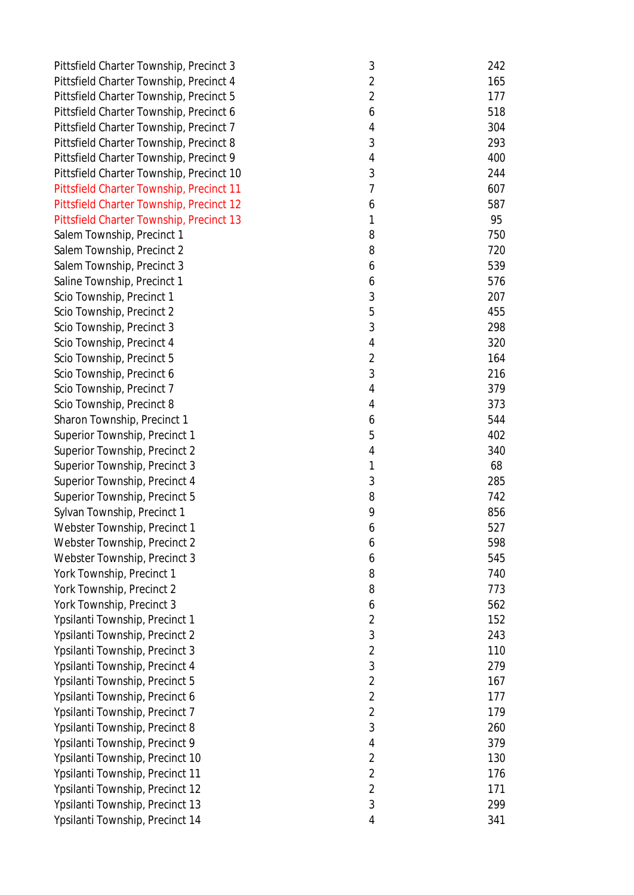| | | |
|---|---|---|
| Pittsfield Charter Township, Precinct 3 | 3 | 242 |
| Pittsfield Charter Township, Precinct 4 | 2 | 165 |
| Pittsfield Charter Township, Precinct 5 | 2 | 177 |
| Pittsfield Charter Township, Precinct 6 | 6 | 518 |
| Pittsfield Charter Township, Precinct 7 | 4 | 304 |
| Pittsfield Charter Township, Precinct 8 | 3 | 293 |
| Pittsfield Charter Township, Precinct 9 | 4 | 400 |
| Pittsfield Charter Township, Precinct 10 | 3 | 244 |
| Pittsfield Charter Township, Precinct 11 | 7 | 607 |
| Pittsfield Charter Township, Precinct 12 | 6 | 587 |
| Pittsfield Charter Township, Precinct 13 | 1 | 95 |
| Salem Township, Precinct 1 | 8 | 750 |
| Salem Township, Precinct 2 | 8 | 720 |
| Salem Township, Precinct 3 | 6 | 539 |
| Saline Township, Precinct 1 | 6 | 576 |
| Scio Township, Precinct 1 | 3 | 207 |
| Scio Township, Precinct 2 | 5 | 455 |
| Scio Township, Precinct 3 | 3 | 298 |
| Scio Township, Precinct 4 | 4 | 320 |
| Scio Township, Precinct 5 | 2 | 164 |
| Scio Township, Precinct 6 | 3 | 216 |
| Scio Township, Precinct 7 | 4 | 379 |
| Scio Township, Precinct 8 | 4 | 373 |
| Sharon Township, Precinct 1 | 6 | 544 |
| Superior Township, Precinct 1 | 5 | 402 |
| Superior Township, Precinct 2 | 4 | 340 |
| Superior Township, Precinct 3 | 1 | 68 |
| Superior Township, Precinct 4 | 3 | 285 |
| Superior Township, Precinct 5 | 8 | 742 |
| Sylvan Township, Precinct 1 | 9 | 856 |
| Webster Township, Precinct 1 | 6 | 527 |
| Webster Township, Precinct 2 | 6 | 598 |
| Webster Township, Precinct 3 | 6 | 545 |
| York Township, Precinct 1 | 8 | 740 |
| York Township, Precinct 2 | 8 | 773 |
| York Township, Precinct 3 | 6 | 562 |
| Ypsilanti Township, Precinct 1 | 2 | 152 |
| Ypsilanti Township, Precinct 2 | 3 | 243 |
| Ypsilanti Township, Precinct 3 | 2 | 110 |
| Ypsilanti Township, Precinct 4 | 3 | 279 |
| Ypsilanti Township, Precinct 5 | 2 | 167 |
| Ypsilanti Township, Precinct 6 | 2 | 177 |
| Ypsilanti Township, Precinct 7 | 2 | 179 |
| Ypsilanti Township, Precinct 8 | 3 | 260 |
| Ypsilanti Township, Precinct 9 | 4 | 379 |
| Ypsilanti Township, Precinct 10 | 2 | 130 |
| Ypsilanti Township, Precinct 11 | 2 | 176 |
| Ypsilanti Township, Precinct 12 | 2 | 171 |
| Ypsilanti Township, Precinct 13 | 3 | 299 |
| Ypsilanti Township, Precinct 14 | 4 | 341 |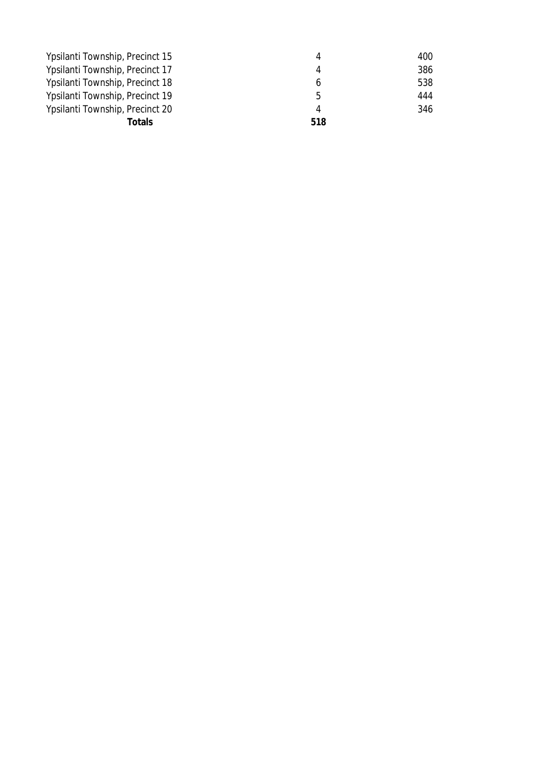| | | |
|---|---|---|
| Ypsilanti Township, Precinct 15 | 4 | 400 |
| Ypsilanti Township, Precinct 17 | 4 | 386 |
| Ypsilanti Township, Precinct 18 | 6 | 538 |
| Ypsilanti Township, Precinct 19 | 5 | 444 |
| Ypsilanti Township, Precinct 20 | 4 | 346 |
| **Totals** | **518** | |